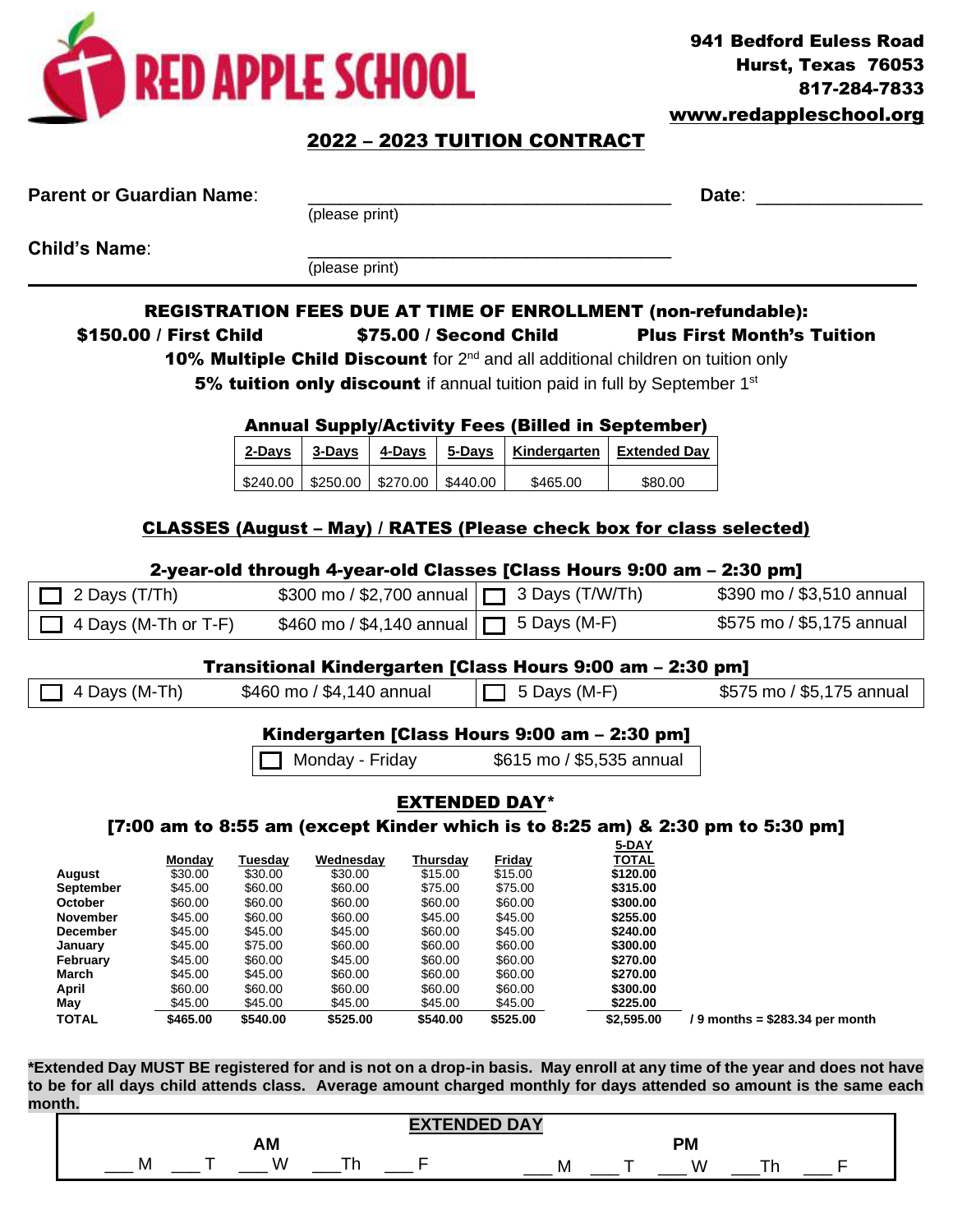# RED APPLE SCHOOL

**941 Bedford Euless Road**
**Hurst, Texas 76053**
**817-284-7833**
**www.redappleschool.org**

## 2022 – 2023 TUITION CONTRACT

**Parent or Guardian Name**: ___________________________________ **Date**: _______________
(please print)

**Child's Name**: ___________________________________
(please print)

---

### REGISTRATION FEES DUE AT TIME OF ENROLLMENT (non-refundable):

**$150.00 / First Child** **$75.00 / Second Child** **Plus First Month's Tuition**

**10% Multiple Child Discount** for 2nd and all additional children on tuition only

**5% tuition only discount** if annual tuition paid in full by September 1st

### Annual Supply/Activity Fees (Billed in September)

| 2-Days | 3-Days | 4-Days | 5-Days | Kindergarten | Extended Day |
|---|---|---|---|---|---|
| $240.00 | $250.00 | $270.00 | $440.00 | $465.00 | $80.00 |

### CLASSES (August – May) / RATES (Please check box for class selected)

#### 2-year-old through 4-year-old Classes [Class Hours 9:00 am – 2:30 pm]

| | | | |
|---|---|---|---|
| ☐ 2 Days (T/Th) | $300 mo / $2,700 annual | ☐ 3 Days (T/W/Th) | $390 mo / $3,510 annual |
| ☐ 4 Days (M-Th or T-F) | $460 mo / $4,140 annual | ☐ 5 Days (M-F) | $575 mo / $5,175 annual |

#### Transitional Kindergarten [Class Hours 9:00 am – 2:30 pm]

| | | | |
|---|---|---|---|
| ☐ 4 Days (M-Th) | $460 mo / $4,140 annual | ☐ 5 Days (M-F) | $575 mo / $5,175 annual |

#### Kindergarten [Class Hours 9:00 am – 2:30 pm]

| | |
|---|---|
| ☐ Monday - Friday | $615 mo / $5,535 annual |

### EXTENDED DAY*

#### [7:00 am to 8:55 am (except Kinder which is to 8:25 am) & 2:30 pm to 5:30 pm]

| | Monday | Tuesday | Wednesday | Thursday | Friday | 5-DAY TOTAL | |
|---|---|---|---|---|---|---|---|
| August | $30.00 | $30.00 | $30.00 | $15.00 | $15.00 | **$120.00** | |
| September | $45.00 | $60.00 | $60.00 | $75.00 | $75.00 | **$315.00** | |
| October | $60.00 | $60.00 | $60.00 | $60.00 | $60.00 | **$300.00** | |
| November | $45.00 | $60.00 | $60.00 | $45.00 | $45.00 | **$255.00** | |
| December | $45.00 | $45.00 | $45.00 | $60.00 | $45.00 | **$240.00** | |
| January | $45.00 | $75.00 | $60.00 | $60.00 | $60.00 | **$300.00** | |
| February | $45.00 | $60.00 | $45.00 | $60.00 | $60.00 | **$270.00** | |
| March | $45.00 | $45.00 | $60.00 | $60.00 | $60.00 | **$270.00** | |
| April | $60.00 | $60.00 | $60.00 | $60.00 | $60.00 | **$300.00** | |
| May | $45.00 | $45.00 | $45.00 | $45.00 | $45.00 | **$225.00** | |
| **TOTAL** | **$465.00** | **$540.00** | **$525.00** | **$540.00** | **$525.00** | **$2,595.00** | **/ 9 months = $283.34 per month** |

***Extended Day MUST BE registered for and is not on a drop-in basis. May enroll at any time of the year and does not have to be for all days child attends class. Average amount charged monthly for days attended so amount is the same each month.**

| EXTENDED DAY | |
|---|---|
| **AM** | **PM** |
| ___ M ___ T ___ W ___Th ___ F | ___ M ___ T ___ W ___Th ___ F |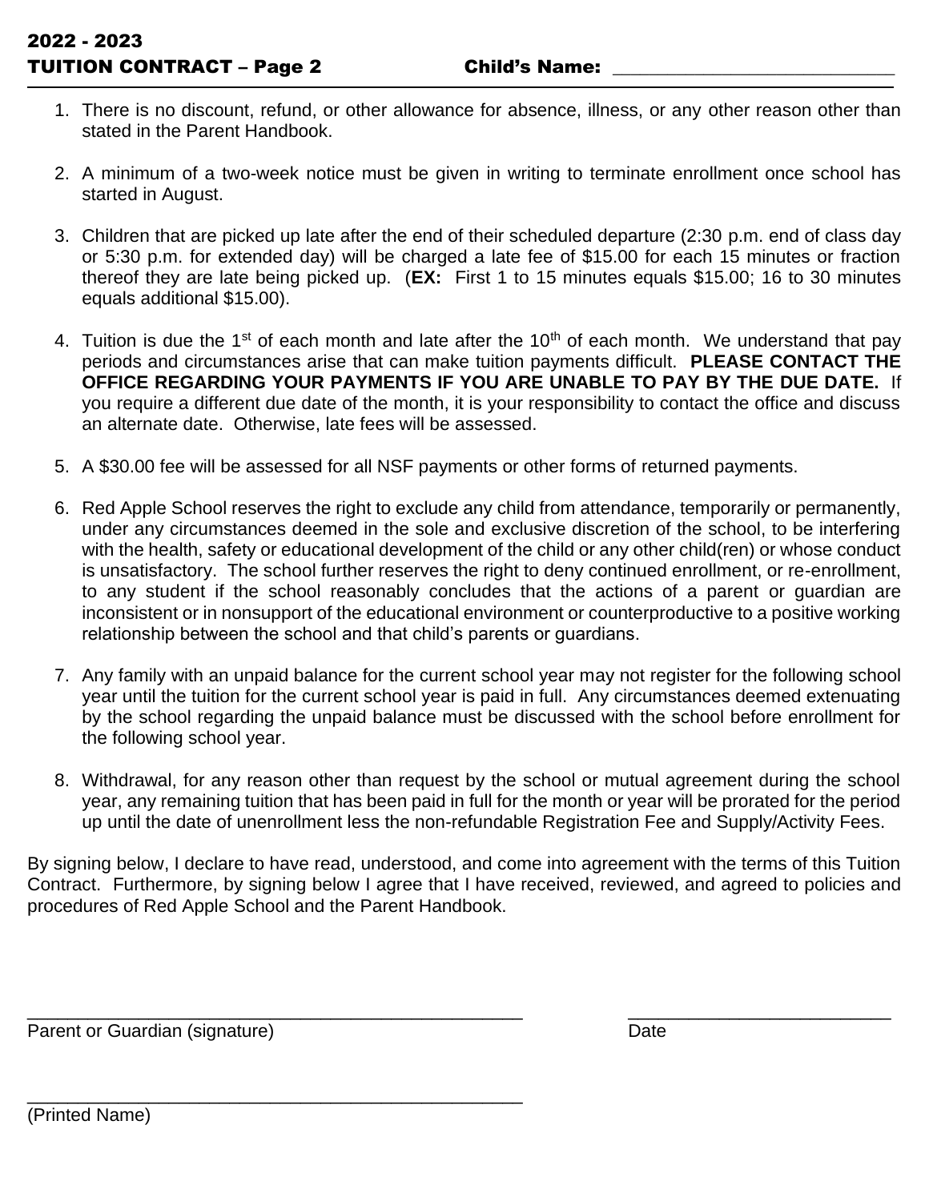## 2022 - 2023
## TUITION CONTRACT – Page 2 **Child's Name:** ___________________________

1. There is no discount, refund, or other allowance for absence, illness, or any other reason other than stated in the Parent Handbook.

2. A minimum of a two-week notice must be given in writing to terminate enrollment once school has started in August.

3. Children that are picked up late after the end of their scheduled departure (2:30 p.m. end of class day or 5:30 p.m. for extended day) will be charged a late fee of $15.00 for each 15 minutes or fraction thereof they are late being picked up. (**EX:** First 1 to 15 minutes equals $15.00; 16 to 30 minutes equals additional $15.00).

4. Tuition is due the 1st of each month and late after the 10th of each month. We understand that pay periods and circumstances arise that can make tuition payments difficult. **PLEASE CONTACT THE OFFICE REGARDING YOUR PAYMENTS IF YOU ARE UNABLE TO PAY BY THE DUE DATE.** If you require a different due date of the month, it is your responsibility to contact the office and discuss an alternate date. Otherwise, late fees will be assessed.

5. A $30.00 fee will be assessed for all NSF payments or other forms of returned payments.

6. Red Apple School reserves the right to exclude any child from attendance, temporarily or permanently, under any circumstances deemed in the sole and exclusive discretion of the school, to be interfering with the health, safety or educational development of the child or any other child(ren) or whose conduct is unsatisfactory. The school further reserves the right to deny continued enrollment, or re-enrollment, to any student if the school reasonably concludes that the actions of a parent or guardian are inconsistent or in nonsupport of the educational environment or counterproductive to a positive working relationship between the school and that child's parents or guardians.

7. Any family with an unpaid balance for the current school year may not register for the following school year until the tuition for the current school year is paid in full. Any circumstances deemed extenuating by the school regarding the unpaid balance must be discussed with the school before enrollment for the following school year.

8. Withdrawal, for any reason other than request by the school or mutual agreement during the school year, any remaining tuition that has been paid in full for the month or year will be prorated for the period up until the date of unenrollment less the non-refundable Registration Fee and Supply/Activity Fees.

By signing below, I declare to have read, understood, and come into agreement with the terms of this Tuition Contract. Furthermore, by signing below I agree that I have received, reviewed, and agreed to policies and procedures of Red Apple School and the Parent Handbook.

_________________________________________________ ___________________________

Parent or Guardian (signature) Date

_________________________________________________

(Printed Name)